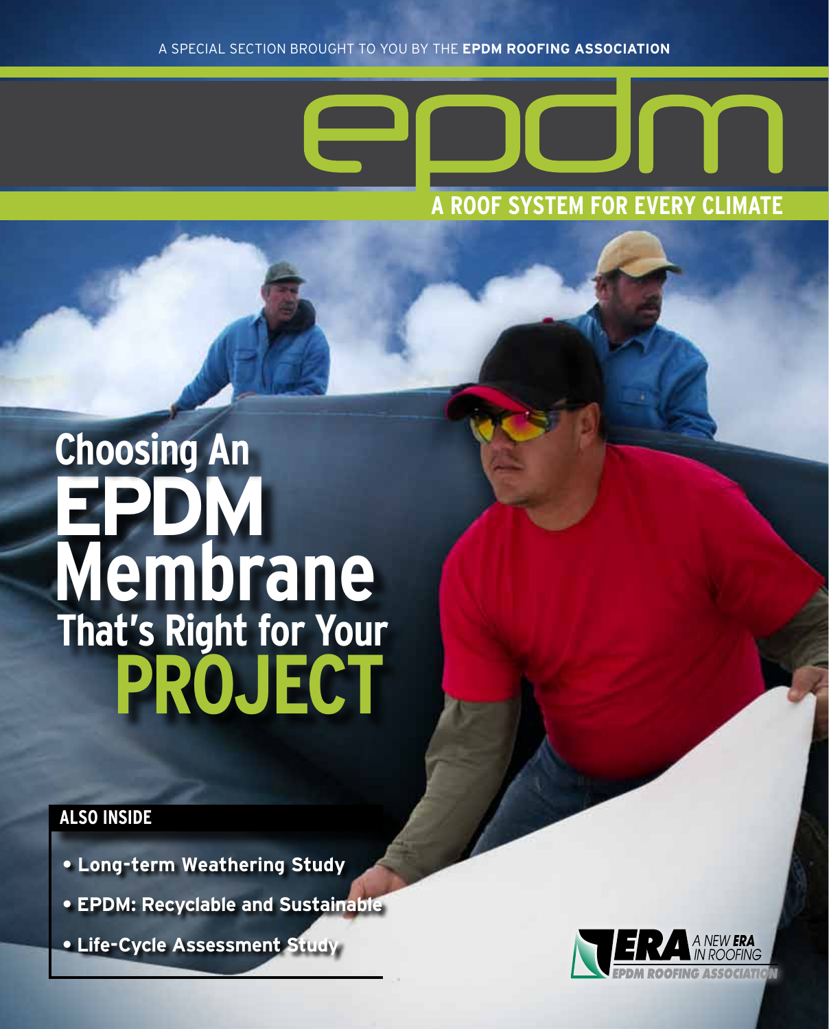A SPECIAL SECTION BROUGHT TO YOU BY THE **EPDM ROOFING ASSOCIATION**

# epdm

**A ROOF SYSTEM FOR EVERY CLIMATE**

# Choosing An EPDM Membrane That's Right for Your PROJECT

## ALSO INSIDE

- **Long-term Weathering Study**
- **EPDM: Recyclable and Sustainable**
- **Life-Cycle Assessment Study**

ERA A NEW ERA IN ROOFING
EPDM ROOFING ASSOCIATION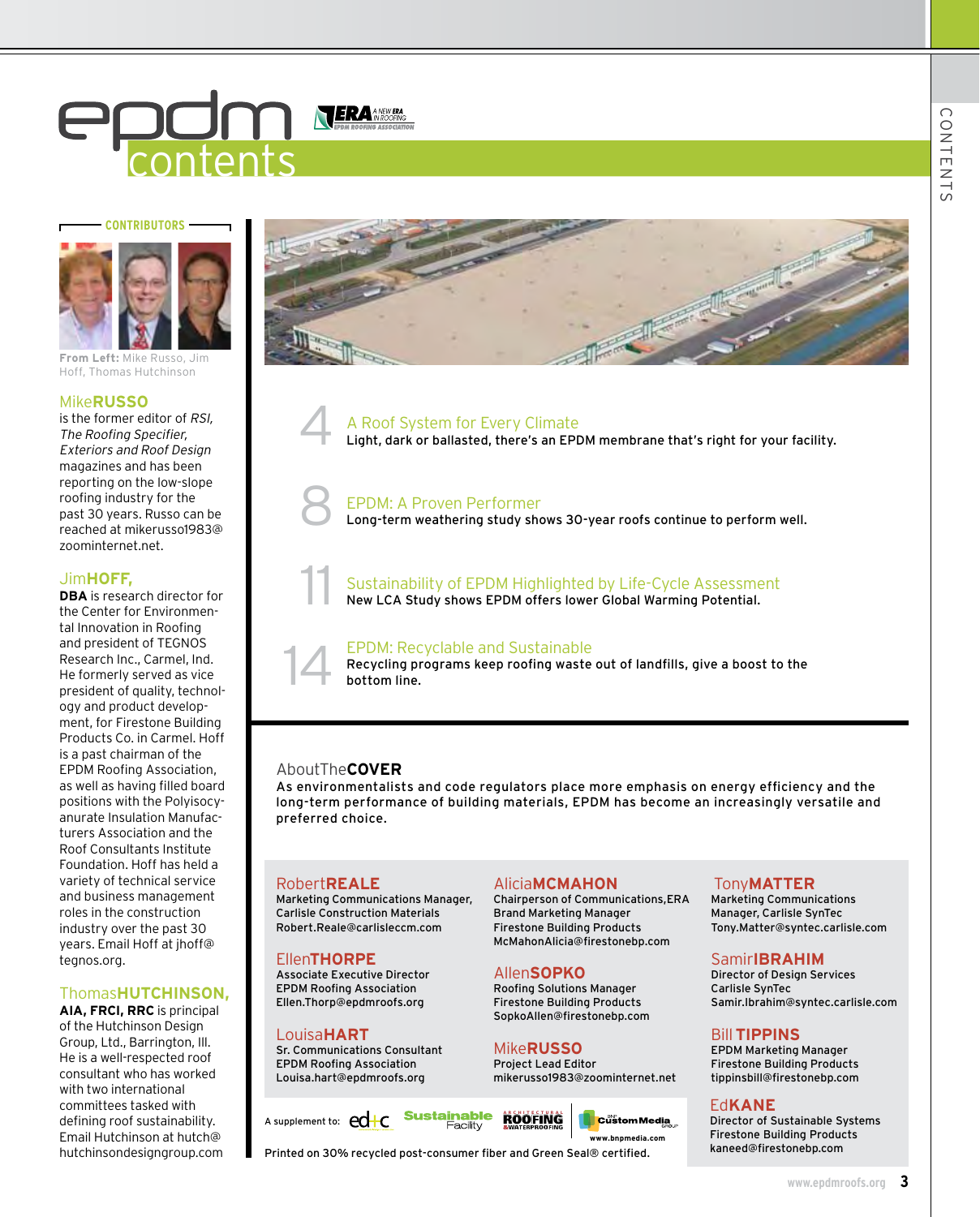# epdm contents

ERA A NEW ERA IN ROOFING — EPDM ROOFING ASSOCIATION

## CONTRIBUTORS

**From Left:** Mike Russo, Jim Hoff, Thomas Hutchinson

### Mike**RUSSO**

is the former editor of *RSI, The Roofing Specifier, Exteriors and Roof Design* magazines and has been reporting on the low-slope roofing industry for the past 30 years. Russo can be reached at mikerusso1983@zoominternet.net.

### Jim**HOFF,**

**DBA** is research director for the Center for Environmental Innovation in Roofing and president of TEGNOS Research Inc., Carmel, Ind. He formerly served as vice president of quality, technology and product development, for Firestone Building Products Co. in Carmel. Hoff is a past chairman of the EPDM Roofing Association, as well as having filled board positions with the Polyisocyanurate Insulation Manufacturers Association and the Roof Consultants Institute Foundation. Hoff has held a variety of technical service and business management roles in the construction industry over the past 30 years. Email Hoff at jhoff@tegnos.org.

### Thomas**HUTCHINSON,**

**AIA, FRCI, RRC** is principal of the Hutchinson Design Group, Ltd., Barrington, Ill. He is a well-respected roof consultant who has worked with two international committees tasked with defining roof sustainability. Email Hutchinson at hutch@hutchinsondesigngroup.com

---

**4** A Roof System for Every Climate
Light, dark or ballasted, there's an EPDM membrane that's right for your facility.

**8** EPDM: A Proven Performer
Long-term weathering study shows 30-year roofs continue to perform well.

**11** Sustainability of EPDM Highlighted by Life-Cycle Assessment
New LCA Study shows EPDM offers lower Global Warming Potential.

**14** EPDM: Recyclable and Sustainable
Recycling programs keep roofing waste out of landfills, give a boost to the bottom line.

---

## AboutThe**COVER**

As environmentalists and code regulators place more emphasis on energy efficiency and the long-term performance of building materials, EPDM has become an increasingly versatile and preferred choice.

---

**Robert REALE**
Marketing Communications Manager, Carlisle Construction Materials
Robert.Reale@carlisleccm.com

**Ellen THORPE**
Associate Executive Director
EPDM Roofing Association
Ellen.Thorp@epdmroofs.org

**Louisa HART**
Sr. Communications Consultant
EPDM Roofing Association
Louisa.hart@epdmroofs.org

**Alicia MCMAHON**
Chairperson of Communications,ERA
Brand Marketing Manager
Firestone Building Products
McMahonAlicia@firestonebp.com

**Allen SOPKO**
Roofing Solutions Manager
Firestone Building Products
SopkoAllen@firestonebp.com

**Mike RUSSO**
Project Lead Editor
mikerusso1983@zoominternet.net

**Tony MATTER**
Marketing Communications Manager, Carlisle SynTec
Tony.Matter@syntec.carlisle.com

**Samir IBRAHIM**
Director of Design Services
Carlisle SynTec
Samir.Ibrahim@syntec.carlisle.com

**Bill TIPPINS**
EPDM Marketing Manager
Firestone Building Products
tippinsbill@firestonebp.com

**Ed KANE**
Director of Sustainable Systems
Firestone Building Products
kaneed@firestonebp.com

A supplement to: ed+c, Sustainable Facility, Architectural Roofing & Waterproofing, BNP Custom Media Group www.bnpmedia.com

Printed on 30% recycled post-consumer fiber and Green Seal® certified.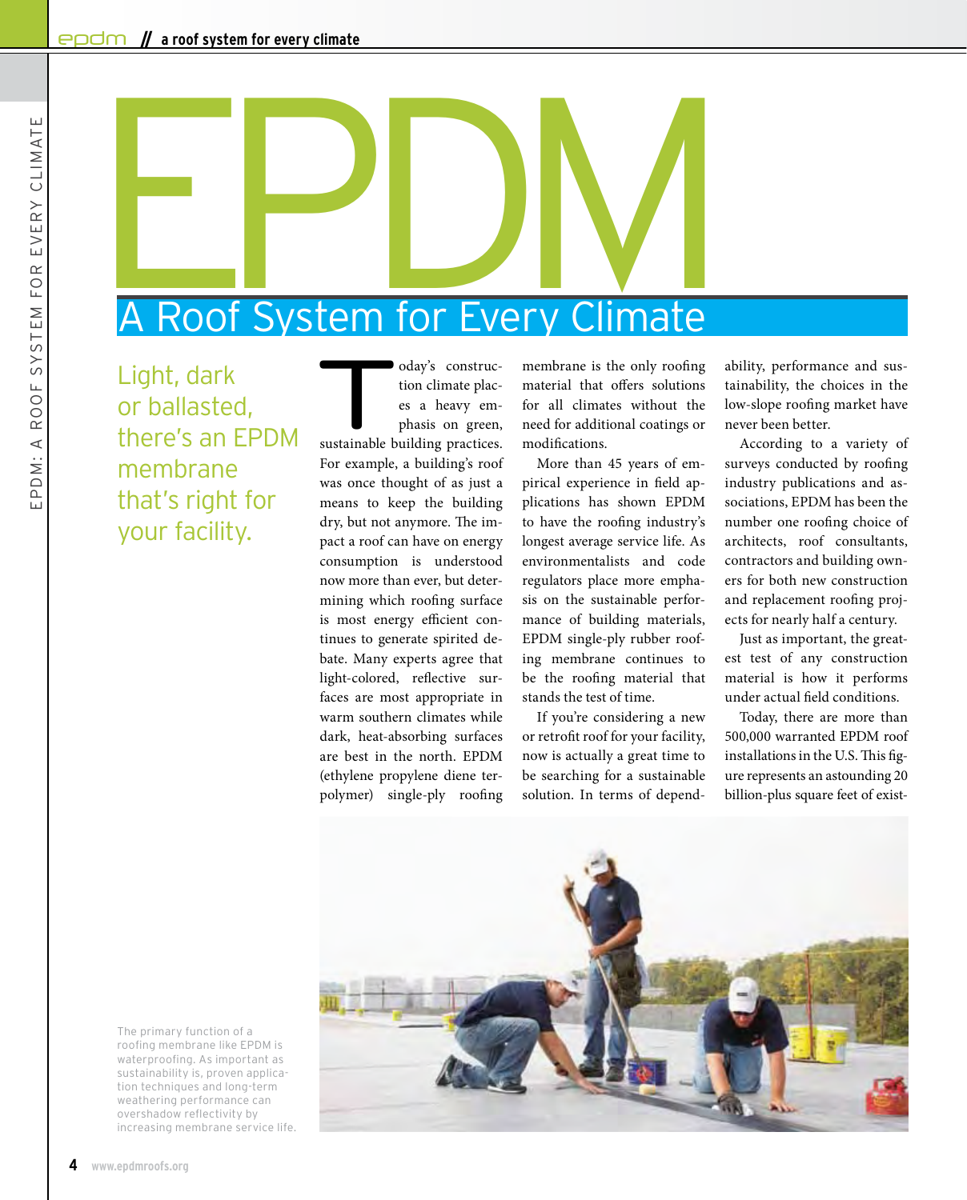# EPDM

## A Roof System for Every Climate

Light, dark or ballasted, there's an EPDM membrane that's right for your facility.

Today's construction climate places a heavy emphasis on green, sustainable building practices. For example, a building's roof was once thought of as just a means to keep the building dry, but not anymore. The impact a roof can have on energy consumption is understood now more than ever, but determining which roofing surface is most energy efficient continues to generate spirited debate. Many experts agree that light-colored, reflective surfaces are most appropriate in warm southern climates while dark, heat-absorbing surfaces are best in the north. EPDM (ethylene propylene diene terpolymer) single-ply roofing membrane is the only roofing material that offers solutions for all climates without the need for additional coatings or modifications.

More than 45 years of empirical experience in field applications has shown EPDM to have the roofing industry's longest average service life. As environmentalists and code regulators place more emphasis on the sustainable performance of building materials, EPDM single-ply rubber roofing membrane continues to be the roofing material that stands the test of time.

If you're considering a new or retrofit roof for your facility, now is actually a great time to be searching for a sustainable solution. In terms of dependability, performance and sustainability, the choices in the low-slope roofing market have never been better.

According to a variety of surveys conducted by roofing industry publications and associations, EPDM has been the number one roofing choice of architects, roof consultants, contractors and building owners for both new construction and replacement roofing projects for nearly half a century.

Just as important, the greatest test of any construction material is how it performs under actual field conditions.

Today, there are more than 500,000 warranted EPDM roof installations in the U.S. This figure represents an astounding 20 billion-plus square feet of exist-

The primary function of a roofing membrane like EPDM is waterproofing. As important as sustainability is, proven application techniques and long-term weathering performance can overshadow reflectivity by increasing membrane service life.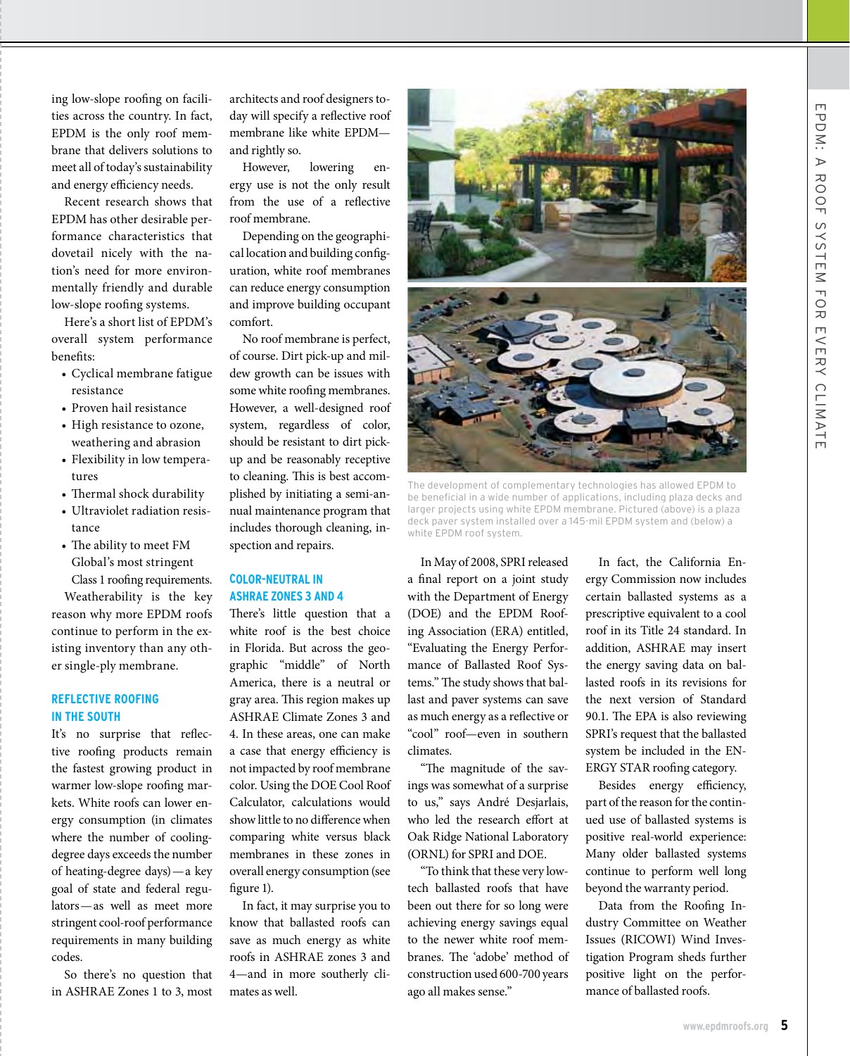ing low-slope roofing on facilities across the country. In fact, EPDM is the only roof membrane that delivers solutions to meet all of today's sustainability and energy efficiency needs.

Recent research shows that EPDM has other desirable performance characteristics that dovetail nicely with the nation's need for more environmentally friendly and durable low-slope roofing systems.

Here's a short list of EPDM's overall system performance benefits:

- Cyclical membrane fatigue resistance
- Proven hail resistance
- High resistance to ozone, weathering and abrasion
- Flexibility in low temperatures
- Thermal shock durability
- Ultraviolet radiation resistance
- The ability to meet FM Global's most stringent Class 1 roofing requirements.

Weatherability is the key reason why more EPDM roofs continue to perform in the existing inventory than any other single-ply membrane.

## REFLECTIVE ROOFING IN THE SOUTH

It's no surprise that reflective roofing products remain the fastest growing product in warmer low-slope roofing markets. White roofs can lower energy consumption (in climates where the number of cooling-degree days exceeds the number of heating-degree days)—a key goal of state and federal regulators—as well as meet more stringent cool-roof performance requirements in many building codes.

So there's no question that in ASHRAE Zones 1 to 3, most architects and roof designers today will specify a reflective roof membrane like white EPDM—and rightly so.

However, lowering energy use is not the only result from the use of a reflective roof membrane.

Depending on the geographical location and building configuration, white roof membranes can reduce energy consumption and improve building occupant comfort.

No roof membrane is perfect, of course. Dirt pick-up and mildew growth can be issues with some white roofing membranes. However, a well-designed roof system, regardless of color, should be resistant to dirt pick-up and be reasonably receptive to cleaning. This is best accomplished by initiating a semi-annual maintenance program that includes thorough cleaning, inspection and repairs.

## COLOR-NEUTRAL IN ASHRAE ZONES 3 AND 4

There's little question that a white roof is the best choice in Florida. But across the geographic "middle" of North America, there is a neutral or gray area. This region makes up ASHRAE Climate Zones 3 and 4. In these areas, one can make a case that energy efficiency is not impacted by roof membrane color. Using the DOE Cool Roof Calculator, calculations would show little to no difference when comparing white versus black membranes in these zones in overall energy consumption (see figure 1).

In fact, it may surprise you to know that ballasted roofs can save as much energy as white roofs in ASHRAE zones 3 and 4—and in more southerly climates as well.

The development of complementary technologies has allowed EPDM to be beneficial in a wide number of applications, including plaza decks and larger projects using white EPDM membrane. Pictured (above) is a plaza deck paver system installed over a 145-mil EPDM system and (below) a white EPDM roof system.

In May of 2008, SPRI released a final report on a joint study with the Department of Energy (DOE) and the EPDM Roofing Association (ERA) entitled, "Evaluating the Energy Performance of Ballasted Roof Systems." The study shows that ballast and paver systems can save as much energy as a reflective or "cool" roof—even in southern climates.

"The magnitude of the savings was somewhat of a surprise to us," says André Desjarlais, who led the research effort at Oak Ridge National Laboratory (ORNL) for SPRI and DOE.

"To think that these very low-tech ballasted roofs that have been out there for so long were achieving energy savings equal to the newer white roof membranes. The 'adobe' method of construction used 600-700 years ago all makes sense."

In fact, the California Energy Commission now includes certain ballasted systems as a prescriptive equivalent to a cool roof in its Title 24 standard. In addition, ASHRAE may insert the energy saving data on ballasted roofs in its revisions for the next version of Standard 90.1. The EPA is also reviewing SPRI's request that the ballasted system be included in the ENERGY STAR roofing category.

Besides energy efficiency, part of the reason for the continued use of ballasted systems is positive real-world experience: Many older ballasted systems continue to perform well long beyond the warranty period.

Data from the Roofing Industry Committee on Weather Issues (RICOWI) Wind Investigation Program sheds further positive light on the performance of ballasted roofs.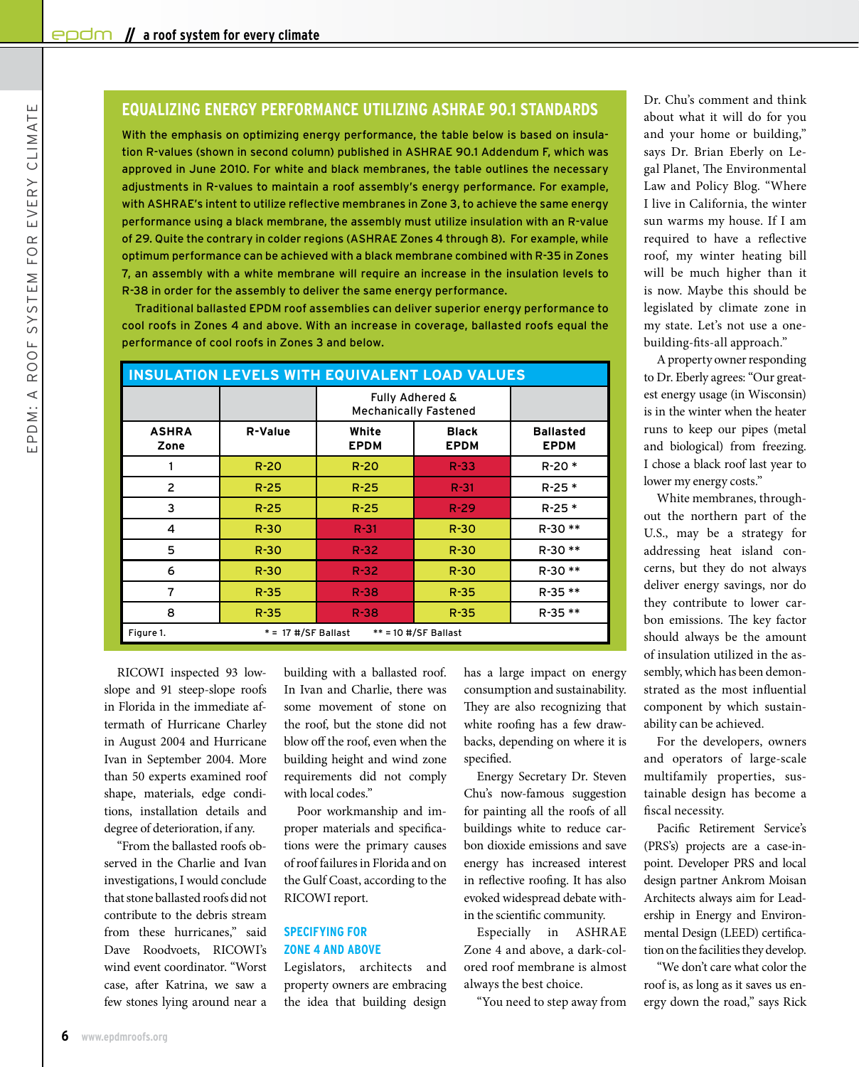## EQUALIZING ENERGY PERFORMANCE UTILIZING ASHRAE 90.1 STANDARDS

With the emphasis on optimizing energy performance, the table below is based on insulation R-values (shown in second column) published in ASHRAE 90.1 Addendum F, which was approved in June 2010. For white and black membranes, the table outlines the necessary adjustments in R-values to maintain a roof assembly's energy performance. For example, with ASHRAE's intent to utilize reflective membranes in Zone 3, to achieve the same energy performance using a black membrane, the assembly must utilize insulation with an R-value of 29. Quite the contrary in colder regions (ASHRAE Zones 4 through 8). For example, while optimum performance can be achieved with a black membrane combined with R-35 in Zones 7, an assembly with a white membrane will require an increase in the insulation levels to R-38 in order for the assembly to deliver the same energy performance.

Traditional ballasted EPDM roof assemblies can deliver superior energy performance to cool roofs in Zones 4 and above. With an increase in coverage, ballasted roofs equal the performance of cool roofs in Zones 3 and below.

**INSULATION LEVELS WITH EQUIVALENT LOAD VALUES**

| | | Fully Adhered & Mechanically Fastened | | |
|---|---|---|---|---|
| **ASHRA Zone** | **R-Value** | **White EPDM** | **Black EPDM** | **Ballasted EPDM** |
| 1 | R-20 | R-20 | R-33 | R-20 * |
| 2 | R-25 | R-25 | R-31 | R-25 * |
| 3 | R-25 | R-25 | R-29 | R-25 * |
| 4 | R-30 | R-31 | R-30 | R-30 ** |
| 5 | R-30 | R-32 | R-30 | R-30 ** |
| 6 | R-30 | R-32 | R-30 | R-30 ** |
| 7 | R-35 | R-38 | R-35 | R-35 ** |
| 8 | R-35 | R-38 | R-35 | R-35 ** |

Figure 1. * = 17 #/SF Ballast ** = 10 #/SF Ballast

RICOWI inspected 93 low-slope and 91 steep-slope roofs in Florida in the immediate aftermath of Hurricane Charley in August 2004 and Hurricane Ivan in September 2004. More than 50 experts examined roof shape, materials, edge conditions, installation details and degree of deterioration, if any.

"From the ballasted roofs observed in the Charlie and Ivan investigations, I would conclude that stone ballasted roofs did not contribute to the debris stream from these hurricanes," said Dave Roodvoets, RICOWI's wind event coordinator. "Worst case, after Katrina, we saw a few stones lying around near a building with a ballasted roof. In Ivan and Charlie, there was some movement of stone on the roof, but the stone did not blow off the roof, even when the building height and wind zone requirements did not comply with local codes."

Poor workmanship and improper materials and specifications were the primary causes of roof failures in Florida and on the Gulf Coast, according to the RICOWI report.

### SPECIFYING FOR ZONE 4 AND ABOVE

Legislators, architects and property owners are embracing the idea that building design has a large impact on energy consumption and sustainability. They are also recognizing that white roofing has a few drawbacks, depending on where it is specified.

Energy Secretary Dr. Steven Chu's now-famous suggestion for painting all the roofs of all buildings white to reduce carbon dioxide emissions and save energy has increased interest in reflective roofing. It has also evoked widespread debate within the scientific community.

Especially in ASHRAE Zone 4 and above, a dark-colored roof membrane is almost always the best choice.

"You need to step away from Dr. Chu's comment and think about what it will do for you and your home or building," says Dr. Brian Eberly on Legal Planet, The Environmental Law and Policy Blog. "Where I live in California, the winter sun warms my house. If I am required to have a reflective roof, my winter heating bill will be much higher than it is now. Maybe this should be legislated by climate zone in my state. Let's not use a one-building-fits-all approach."

A property owner responding to Dr. Eberly agrees: "Our greatest energy usage (in Wisconsin) is in the winter when the heater runs to keep our pipes (metal and biological) from freezing. I chose a black roof last year to lower my energy costs."

White membranes, throughout the northern part of the U.S., may be a strategy for addressing heat island concerns, but they do not always deliver energy savings, nor do they contribute to lower carbon emissions. The key factor should always be the amount of insulation utilized in the assembly, which has been demonstrated as the most influential component by which sustainability can be achieved.

For the developers, owners and operators of large-scale multifamily properties, sustainable design has become a fiscal necessity.

Pacific Retirement Service's (PRS's) projects are a case-in-point. Developer PRS and local design partner Ankrom Moisan Architects always aim for Leadership in Energy and Environmental Design (LEED) certification on the facilities they develop.

"We don't care what color the roof is, as long as it saves us energy down the road," says Rick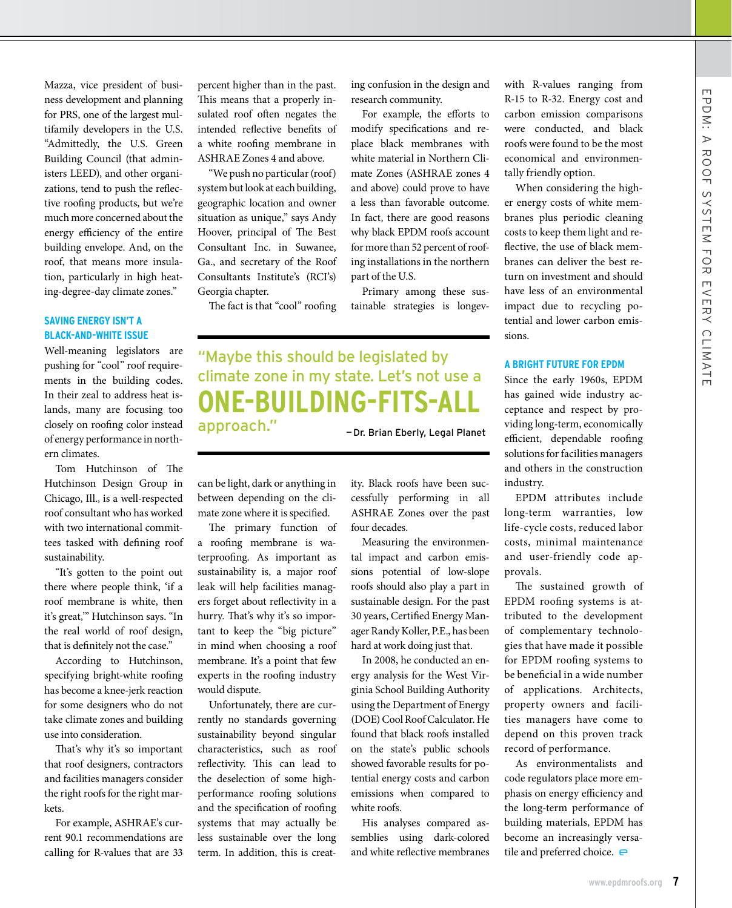Mazza, vice president of business development and planning for PRS, one of the largest multifamily developers in the U.S. "Admittedly, the U.S. Green Building Council (that administers LEED), and other organizations, tend to push the reflective roofing products, but we're much more concerned about the energy efficiency of the entire building envelope. And, on the roof, that means more insulation, particularly in high heating-degree-day climate zones."

### SAVING ENERGY ISN'T A BLACK-AND-WHITE ISSUE

Well-meaning legislators are pushing for "cool" roof requirements in the building codes. In their zeal to address heat islands, many are focusing too closely on roofing color instead of energy performance in northern climates.

Tom Hutchinson of The Hutchinson Design Group in Chicago, Ill., is a well-respected roof consultant who has worked with two international committees tasked with defining roof sustainability.

"It's gotten to the point out there where people think, 'if a roof membrane is white, then it's great,'" Hutchinson says. "In the real world of roof design, that is definitely not the case."

According to Hutchinson, specifying bright-white roofing has become a knee-jerk reaction for some designers who do not take climate zones and building use into consideration.

That's why it's so important that roof designers, contractors and facilities managers consider the right roofs for the right markets.

For example, ASHRAE's current 90.1 recommendations are calling for R-values that are 33 percent higher than in the past. This means that a properly insulated roof often negates the intended reflective benefits of a white roofing membrane in ASHRAE Zones 4 and above.

"We push no particular (roof) system but look at each building, geographic location and owner situation as unique," says Andy Hoover, principal of The Best Consultant Inc. in Suwanee, Ga., and secretary of the Roof Consultants Institute's (RCI's) Georgia chapter.

The fact is that "cool" roofing can be light, dark or anything in between depending on the climate zone where it is specified.

The primary function of a roofing membrane is waterproofing. As important as sustainability is, a major roof leak will help facilities managers forget about reflectivity in a hurry. That's why it's so important to keep the "big picture" in mind when choosing a roof membrane. It's a point that few experts in the roofing industry would dispute.

Unfortunately, there are currently no standards governing sustainability beyond singular characteristics, such as roof reflectivity. This can lead to the deselection of some high-performance roofing solutions and the specification of roofing systems that may actually be less sustainable over the long term. In addition, this is creating confusion in the design and research community.

For example, the efforts to modify specifications and replace black membranes with white material in Northern Climate Zones (ASHRAE zones 4 and above) could prove to have a less than favorable outcome. In fact, there are good reasons why black EPDM roofs account for more than 52 percent of roofing installations in the northern part of the U.S.

Primary among these sustainable strategies is longevity. Black roofs have been successfully performing in all ASHRAE Zones over the past four decades.

> "Maybe this should be legislated by climate zone in my state. Let's not use a **ONE-BUILDING-FITS-ALL** approach."
>
> —Dr. Brian Eberly, Legal Planet

Measuring the environmental impact and carbon emissions potential of low-slope roofs should also play a part in sustainable design. For the past 30 years, Certified Energy Manager Randy Koller, P.E., has been hard at work doing just that.

In 2008, he conducted an energy analysis for the West Virginia School Building Authority using the Department of Energy (DOE) Cool Roof Calculator. He found that black roofs installed on the state's public schools showed favorable results for potential energy costs and carbon emissions when compared to white roofs.

His analyses compared assemblies using dark-colored and white reflective membranes with R-values ranging from R-15 to R-32. Energy cost and carbon emission comparisons were conducted, and black roofs were found to be the most economical and environmentally friendly option.

When considering the higher energy costs of white membranes plus periodic cleaning costs to keep them light and reflective, the use of black membranes can deliver the best return on investment and should have less of an environmental impact due to recycling potential and lower carbon emissions.

### A BRIGHT FUTURE FOR EPDM

Since the early 1960s, EPDM has gained wide industry acceptance and respect by providing long-term, economically efficient, dependable roofing solutions for facilities managers and others in the construction industry.

EPDM attributes include long-term warranties, low life-cycle costs, reduced labor costs, minimal maintenance and user-friendly code approvals.

The sustained growth of EPDM roofing systems is attributed to the development of complementary technologies that have made it possible for EPDM roofing systems to be beneficial in a wide number of applications. Architects, property owners and facilities managers have come to depend on this proven track record of performance.

As environmentalists and code regulators place more emphasis on energy efficiency and the long-term performance of building materials, EPDM has become an increasingly versatile and preferred choice.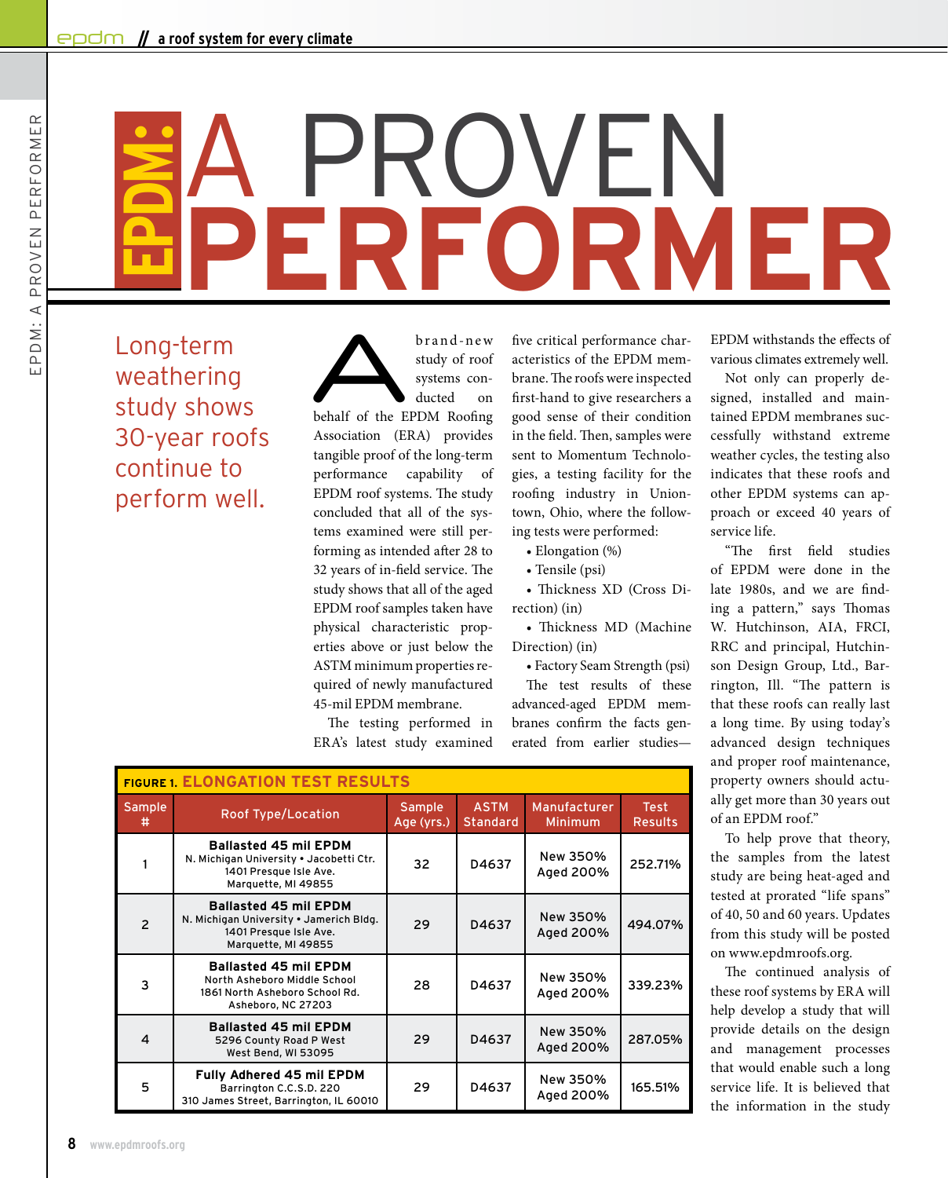# EPDM: A PROVEN PERFORMER

## Long-term weathering study shows 30-year roofs continue to perform well.

A brand-new study of roof systems conducted on behalf of the EPDM Roofing Association (ERA) provides tangible proof of the long-term performance capability of EPDM roof systems. The study concluded that all of the systems examined were still performing as intended after 28 to 32 years of in-field service. The study shows that all of the aged EPDM roof samples taken have physical characteristic properties above or just below the ASTM minimum properties required of newly manufactured 45-mil EPDM membrane.

The testing performed in ERA's latest study examined five critical performance characteristics of the EPDM membrane. The roofs were inspected first-hand to give researchers a good sense of their condition in the field. Then, samples were sent to Momentum Technologies, a testing facility for the roofing industry in Uniontown, Ohio, where the following tests were performed:

- Elongation (%)
- Tensile (psi)
- Thickness XD (Cross Direction) (in)
- Thickness MD (Machine Direction) (in)
- Factory Seam Strength (psi)

The test results of these advanced-aged EPDM membranes confirm the facts generated from earlier studies—EPDM withstands the effects of various climates extremely well.

Not only can properly designed, installed and maintained EPDM membranes successfully withstand extreme weather cycles, the testing also indicates that these roofs and other EPDM systems can approach or exceed 40 years of service life.

"The first field studies of EPDM were done in the late 1980s, and we are finding a pattern," says Thomas W. Hutchinson, AIA, FRCI, RRC and principal, Hutchinson Design Group, Ltd., Barrington, Ill. "The pattern is that these roofs can really last a long time. By using today's advanced design techniques and proper roof maintenance, property owners should actually get more than 30 years out of an EPDM roof."

To help prove that theory, the samples from the latest study are being heat-aged and tested at prorated "life spans" of 40, 50 and 60 years. Updates from this study will be posted on www.epdmroofs.org.

The continued analysis of these roof systems by ERA will help develop a study that will provide details on the design and management processes that would enable such a long service life. It is believed that the information in the study

**FIGURE 1. ELONGATION TEST RESULTS**

| Sample # | Roof Type/Location | Sample Age (yrs.) | ASTM Standard | Manufacturer Minimum | Test Results |
|---|---|---|---|---|---|
| 1 | **Ballasted 45 mil EPDM** N. Michigan University • Jacobetti Ctr. 1401 Presque Isle Ave. Marquette, MI 49855 | 32 | D4637 | New 350% Aged 200% | 252.71% |
| 2 | **Ballasted 45 mil EPDM** N. Michigan University • Jamerich Bldg. 1401 Presque Isle Ave. Marquette, MI 49855 | 29 | D4637 | New 350% Aged 200% | 494.07% |
| 3 | **Ballasted 45 mil EPDM** North Asheboro Middle School 1861 North Asheboro School Rd. Asheboro, NC 27203 | 28 | D4637 | New 350% Aged 200% | 339.23% |
| 4 | **Ballasted 45 mil EPDM** 5296 County Road P West West Bend, WI 53095 | 29 | D4637 | New 350% Aged 200% | 287.05% |
| 5 | **Fully Adhered 45 mil EPDM** Barrington C.C.S.D. 220 310 James Street, Barrington, IL 60010 | 29 | D4637 | New 350% Aged 200% | 165.51% |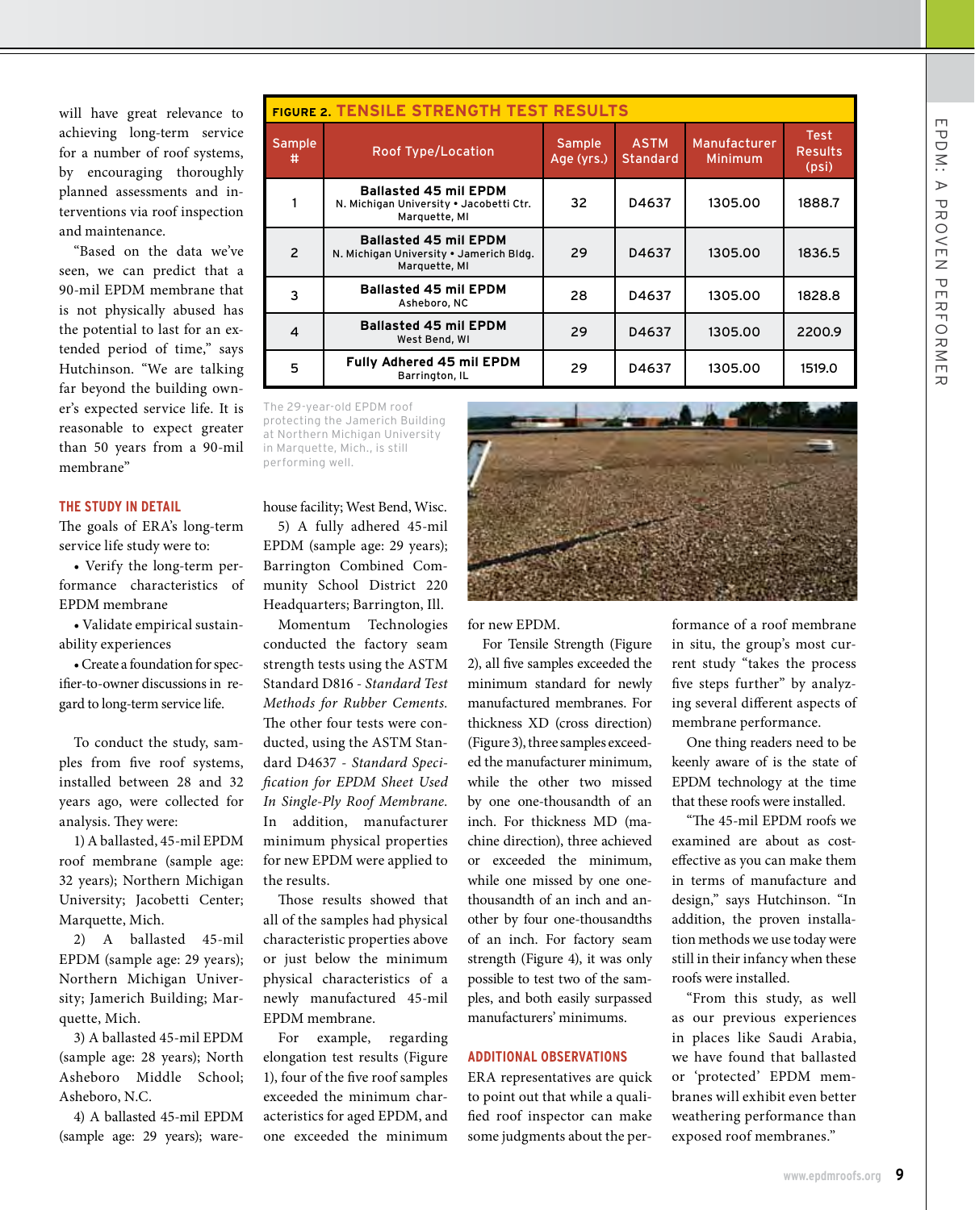will have great relevance to achieving long-term service for a number of roof systems, by encouraging thoroughly planned assessments and interventions via roof inspection and maintenance.

"Based on the data we've seen, we can predict that a 90-mil EPDM membrane that is not physically abused has the potential to last for an extended period of time," says Hutchinson. "We are talking far beyond the building owner's expected service life. It is reasonable to expect greater than 50 years from a 90-mil membrane"

## THE STUDY IN DETAIL

The goals of ERA's long-term service life study were to:

- Verify the long-term performance characteristics of EPDM membrane
- Validate empirical sustainability experiences
- Create a foundation for specifier-to-owner discussions in regard to long-term service life.

To conduct the study, samples from five roof systems, installed between 28 and 32 years ago, were collected for analysis. They were:

1) A ballasted, 45-mil EPDM roof membrane (sample age: 32 years); Northern Michigan University; Jacobetti Center; Marquette, Mich.

2) A ballasted 45-mil EPDM (sample age: 29 years); Northern Michigan University; Jamerich Building; Marquette, Mich.

3) A ballasted 45-mil EPDM (sample age: 28 years); North Asheboro Middle School; Asheboro, N.C.

4) A ballasted 45-mil EPDM (sample age: 29 years); warehouse facility; West Bend, Wisc.

5) A fully adhered 45-mil EPDM (sample age: 29 years); Barrington Combined Community School District 220 Headquarters; Barrington, Ill.

Momentum Technologies conducted the factory seam strength tests using the ASTM Standard D816 - *Standard Test Methods for Rubber Cements.* The other four tests were conducted, using the ASTM Standard D4637 - *Standard Specification for EPDM Sheet Used In Single-Ply Roof Membrane.* In addition, manufacturer minimum physical properties for new EPDM were applied to the results.

Those results showed that all of the samples had physical characteristic properties above or just below the minimum physical characteristics of a newly manufactured 45-mil EPDM membrane.

For example, regarding elongation test results (Figure 1), four of the five roof samples exceeded the minimum characteristics for aged EPDM, and one exceeded the minimum for new EPDM.

For Tensile Strength (Figure 2), all five samples exceeded the minimum standard for newly manufactured membranes. For thickness XD (cross direction) (Figure 3), three samples exceeded the manufacturer minimum, while the other two missed by one one-thousandth of an inch. For thickness MD (machine direction), three achieved or exceeded the minimum, while one missed by one one-thousandth of an inch and another by four one-thousandths of an inch. For factory seam strength (Figure 4), it was only possible to test two of the samples, and both easily surpassed manufacturers' minimums.

**FIGURE 2. TENSILE STRENGTH TEST RESULTS**

| Sample # | Roof Type/Location | Sample Age (yrs.) | ASTM Standard | Manufacturer Minimum | Test Results (psi) |
|---|---|---|---|---|---|
| 1 | **Ballasted 45 mil EPDM** N. Michigan University • Jacobetti Ctr. Marquette, MI | 32 | D4637 | 1305.00 | 1888.7 |
| 2 | **Ballasted 45 mil EPDM** N. Michigan University • Jamerich Bldg. Marquette, MI | 29 | D4637 | 1305.00 | 1836.5 |
| 3 | **Ballasted 45 mil EPDM** Asheboro, NC | 28 | D4637 | 1305.00 | 1828.8 |
| 4 | **Ballasted 45 mil EPDM** West Bend, WI | 29 | D4637 | 1305.00 | 2200.9 |
| 5 | **Fully Adhered 45 mil EPDM** Barrington, IL | 29 | D4637 | 1305.00 | 1519.0 |

The 29-year-old EPDM roof protecting the Jamerich Building at Northern Michigan University in Marquette, Mich., is still performing well.

## ADDITIONAL OBSERVATIONS

ERA representatives are quick to point out that while a qualified roof inspector can make some judgments about the performance of a roof membrane in situ, the group's most current study "takes the process five steps further" by analyzing several different aspects of membrane performance.

One thing readers need to be keenly aware of is the state of EPDM technology at the time that these roofs were installed.

"The 45-mil EPDM roofs we examined are about as cost-effective as you can make them in terms of manufacture and design," says Hutchinson. "In addition, the proven installation methods we use today were still in their infancy when these roofs were installed.

"From this study, as well as our previous experiences in places like Saudi Arabia, we have found that ballasted or 'protected' EPDM membranes will exhibit even better weathering performance than exposed roof membranes."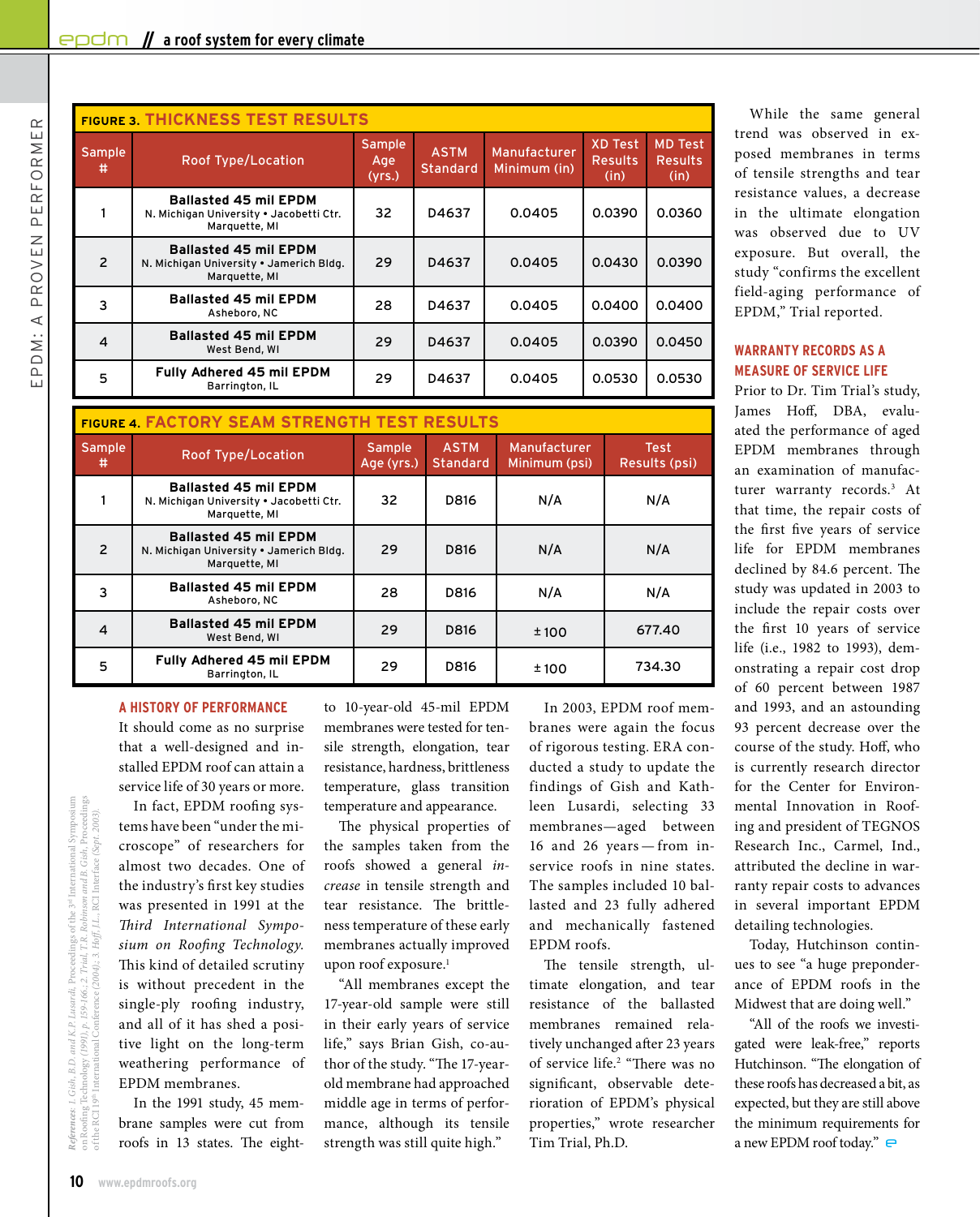**FIGURE 3. THICKNESS TEST RESULTS**

| Sample # | Roof Type/Location | Sample Age (yrs.) | ASTM Standard | Manufacturer Minimum (in) | XD Test Results (in) | MD Test Results (in) |
|---|---|---|---|---|---|---|
| 1 | **Ballasted 45 mil EPDM** N. Michigan University • Jacobetti Ctr. Marquette, MI | 32 | D4637 | 0.0405 | 0.0390 | 0.0360 |
| 2 | **Ballasted 45 mil EPDM** N. Michigan University • Jamerich Bldg. Marquette, MI | 29 | D4637 | 0.0405 | 0.0430 | 0.0390 |
| 3 | **Ballasted 45 mil EPDM** Asheboro, NC | 28 | D4637 | 0.0405 | 0.0400 | 0.0400 |
| 4 | **Ballasted 45 mil EPDM** West Bend, WI | 29 | D4637 | 0.0405 | 0.0390 | 0.0450 |
| 5 | **Fully Adhered 45 mil EPDM** Barrington, IL | 29 | D4637 | 0.0405 | 0.0530 | 0.0530 |

**FIGURE 4. FACTORY SEAM STRENGTH TEST RESULTS**

| Sample # | Roof Type/Location | Sample Age (yrs.) | ASTM Standard | Manufacturer Minimum (psi) | Test Results (psi) |
|---|---|---|---|---|---|
| 1 | **Ballasted 45 mil EPDM** N. Michigan University • Jacobetti Ctr. Marquette, MI | 32 | D816 | N/A | N/A |
| 2 | **Ballasted 45 mil EPDM** N. Michigan University • Jamerich Bldg. Marquette, MI | 29 | D816 | N/A | N/A |
| 3 | **Ballasted 45 mil EPDM** Asheboro, NC | 28 | D816 | N/A | N/A |
| 4 | **Ballasted 45 mil EPDM** West Bend, WI | 29 | D816 | ± 100 | 677.40 |
| 5 | **Fully Adhered 45 mil EPDM** Barrington, IL | 29 | D816 | ± 100 | 734.30 |

## A HISTORY OF PERFORMANCE

It should come as no surprise that a well-designed and installed EPDM roof can attain a service life of 30 years or more.

In fact, EPDM roofing systems have been "under the microscope" of researchers for almost two decades. One of the industry's first key studies was presented in 1991 at the *Third International Symposium on Roofing Technology*. This kind of detailed scrutiny is without precedent in the single-ply roofing industry, and all of it has shed a positive light on the long-term weathering performance of EPDM membranes.

In the 1991 study, 45 membrane samples were cut from roofs in 13 states. The eight- to 10-year-old 45-mil EPDM membranes were tested for tensile strength, elongation, tear resistance, hardness, brittleness temperature, glass transition temperature and appearance.

The physical properties of the samples taken from the roofs showed a general *increase* in tensile strength and tear resistance. The brittleness temperature of these early membranes actually improved upon roof exposure.[1]

"All membranes except the 17-year-old sample were still in their early years of service life," says Brian Gish, co-author of the study. "The 17-year-old membrane had approached middle age in terms of performance, although its tensile strength was still quite high."

In 2003, EPDM roof membranes were again the focus of rigorous testing. ERA conducted a study to update the findings of Gish and Kathleen Lusardi, selecting 33 membranes—aged between 16 and 26 years — from in-service roofs in nine states. The samples included 10 ballasted and 23 fully adhered and mechanically fastened EPDM roofs.

The tensile strength, ultimate elongation, and tear resistance of the ballasted membranes remained relatively unchanged after 23 years of service life.[2] "There was no significant, observable deterioration of EPDM's physical properties," wrote researcher Tim Trial, Ph.D.

While the same general trend was observed in exposed membranes in terms of tensile strengths and tear resistance values, a decrease in the ultimate elongation was observed due to UV exposure. But overall, the study "confirms the excellent field-aging performance of EPDM," Trial reported.

## WARRANTY RECORDS AS A MEASURE OF SERVICE LIFE

Prior to Dr. Tim Trial's study, James Hoff, DBA, evaluated the performance of aged EPDM membranes through an examination of manufacturer warranty records.[3] At that time, the repair costs of the first five years of service life for EPDM membranes declined by 84.6 percent. The study was updated in 2003 to include the repair costs over the first 10 years of service life (i.e., 1982 to 1993), demonstrating a repair cost drop of 60 percent between 1987 and 1993, and an astounding 93 percent decrease over the course of the study. Hoff, who is currently research director for the Center for Environmental Innovation in Roofing and president of TEGNOS Research Inc., Carmel, Ind., attributed the decline in warranty repair costs to advances in several important EPDM detailing technologies.

Today, Hutchinson continues to see "a huge preponderance of EPDM roofs in the Midwest that are doing well."

"All of the roofs we investigated were leak-free," reports Hutchinson. "The elongation of these roofs has decreased a bit, as expected, but they are still above the minimum requirements for a new EPDM roof today."

*References: 1. Gish, B.D. and K.P. Lusardi, Proceedings of the 3rd International Symposium on Roofing Technology (1991), p. 159-166.; 2. Trial, T.R. Robinson and B. Gish, Proceedings of the RCI 19th International Conference (2004); 3. Hoff, J.L., RCI Interface (Sept. 2003).*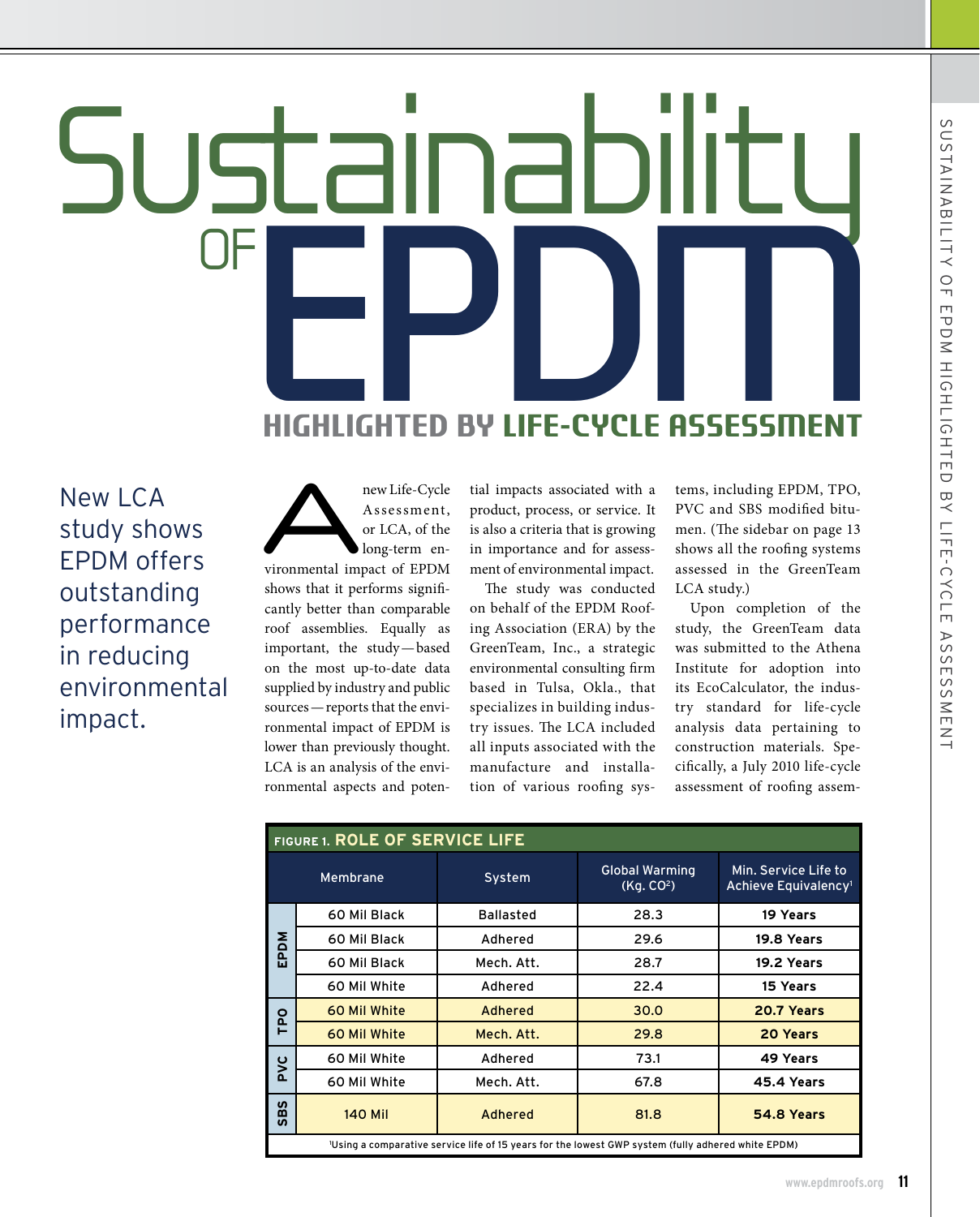# Sustainability of EPDM

## HIGHLIGHTED BY LIFE-CYCLE ASSESSMENT

New LCA study shows EPDM offers outstanding performance in reducing environmental impact.

A new Life-Cycle Assessment, or LCA, of the long-term environmental impact of EPDM shows that it performs significantly better than comparable roof assemblies. Equally as important, the study—based on the most up-to-date data supplied by industry and public sources—reports that the environmental impact of EPDM is lower than previously thought. LCA is an analysis of the environmental aspects and potential impacts associated with a product, process, or service. It is also a criteria that is growing in importance and for assessment of environmental impact.

The study was conducted on behalf of the EPDM Roofing Association (ERA) by the GreenTeam, Inc., a strategic environmental consulting firm based in Tulsa, Okla., that specializes in building industry issues. The LCA included all inputs associated with the manufacture and installation of various roofing systems, including EPDM, TPO, PVC and SBS modified bitumen. (The sidebar on page 13 shows all the roofing systems assessed in the GreenTeam LCA study.)

Upon completion of the study, the GreenTeam data was submitted to the Athena Institute for adoption into its EcoCalculator, the industry standard for life-cycle analysis data pertaining to construction materials. Specifically, a July 2010 life-cycle assessment of roofing assem-

**FIGURE 1. ROLE OF SERVICE LIFE**

| | Membrane | System | Global Warming (Kg. $CO_2$) | Min. Service Life to Achieve Equivalency[1] |
|---|---|---|---|---|
| EPDM | 60 Mil Black | Ballasted | 28.3 | **19 Years** |
| EPDM | 60 Mil Black | Adhered | 29.6 | **19.8 Years** |
| EPDM | 60 Mil Black | Mech. Att. | 28.7 | **19.2 Years** |
| EPDM | 60 Mil White | Adhered | 22.4 | **15 Years** |
| TPO | 60 Mil White | Adhered | 30.0 | **20.7 Years** |
| TPO | 60 Mil White | Mech. Att. | 29.8 | **20 Years** |
| PVC | 60 Mil White | Adhered | 73.1 | **49 Years** |
| PVC | 60 Mil White | Mech. Att. | 67.8 | **45.4 Years** |
| SBS | 140 Mil | Adhered | 81.8 | **54.8 Years** |

[1]Using a comparative service life of 15 years for the lowest GWP system (fully adhered white EPDM)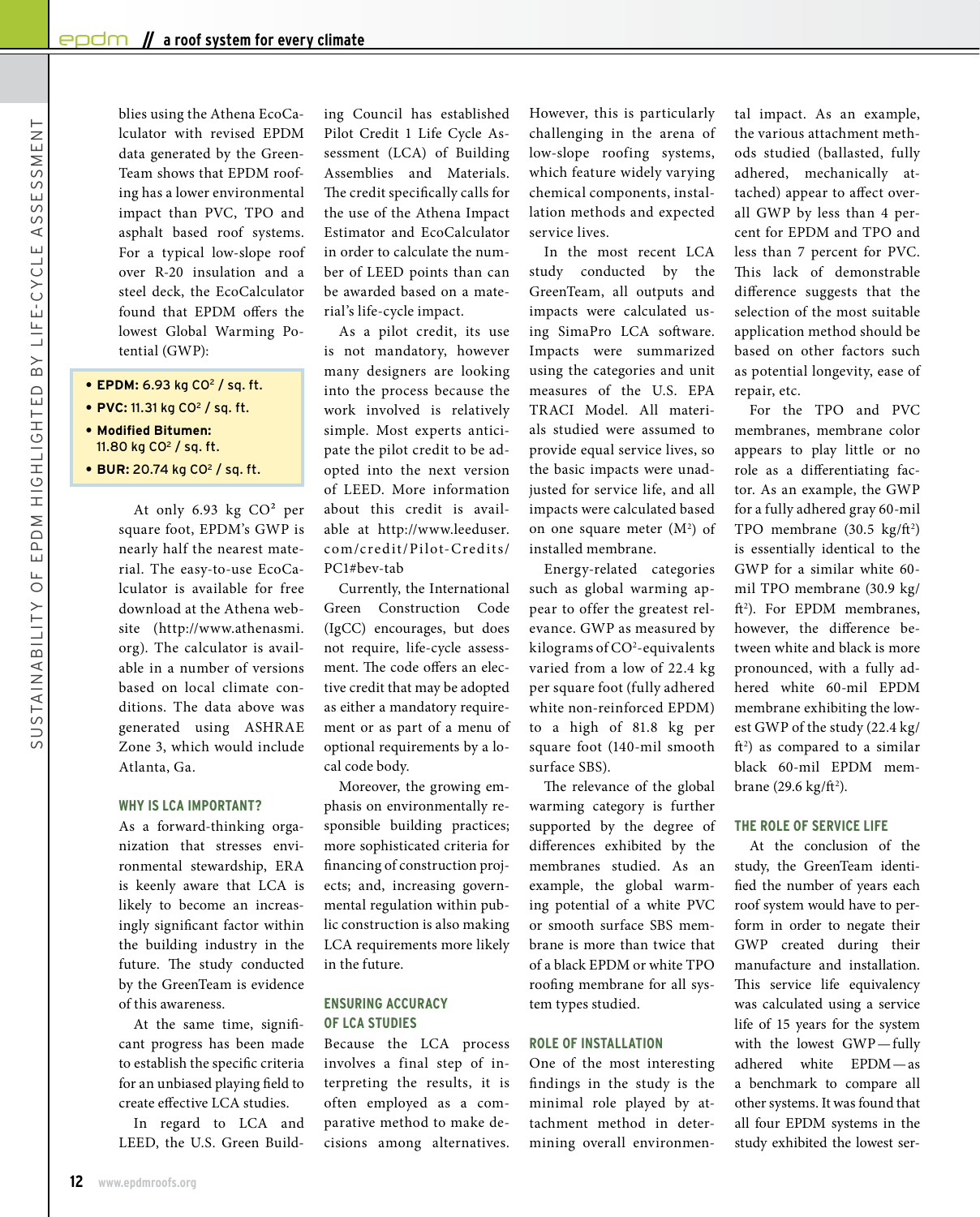blies using the Athena EcoCalculator with revised EPDM data generated by the GreenTeam shows that EPDM roofing has a lower environmental impact than PVC, TPO and asphalt based roof systems. For a typical low-slope roof over R-20 insulation and a steel deck, the EcoCalculator found that EPDM offers the lowest Global Warming Potential (GWP):

- **EPDM:** 6.93 kg $CO^2$ / sq. ft.
- **PVC:** 11.31 kg $CO^2$ / sq. ft.
- **Modified Bitumen:** 11.80 kg $CO^2$ / sq. ft.
- **BUR:** 20.74 kg $CO^2$ / sq. ft.

At only 6.93 kg $CO^2$ per square foot, EPDM's GWP is nearly half the nearest material. The easy-to-use EcoCalculator is available for free download at the Athena website (http://www.athenasmi.org). The calculator is available in a number of versions based on local climate conditions. The data above was generated using ASHRAE Zone 3, which would include Atlanta, Ga.

### WHY IS LCA IMPORTANT?

As a forward-thinking organization that stresses environmental stewardship, ERA is keenly aware that LCA is likely to become an increasingly significant factor within the building industry in the future. The study conducted by the GreenTeam is evidence of this awareness.

At the same time, significant progress has been made to establish the specific criteria for an unbiased playing field to create effective LCA studies.

In regard to LCA and LEED, the U.S. Green Building Council has established Pilot Credit 1 Life Cycle Assessment (LCA) of Building Assemblies and Materials. The credit specifically calls for the use of the Athena Impact Estimator and EcoCalculator in order to calculate the number of LEED points than can be awarded based on a material's life-cycle impact.

As a pilot credit, its use is not mandatory, however many designers are looking into the process because the work involved is relatively simple. Most experts anticipate the pilot credit to be adopted into the next version of LEED. More information about this credit is available at http://www.leeduser.com/credit/Pilot-Credits/PC1#bev-tab

Currently, the International Green Construction Code (IgCC) encourages, but does not require, life-cycle assessment. The code offers an elective credit that may be adopted as either a mandatory requirement or as part of a menu of optional requirements by a local code body.

Moreover, the growing emphasis on environmentally responsible building practices; more sophisticated criteria for financing of construction projects; and, increasing governmental regulation within public construction is also making LCA requirements more likely in the future.

### ENSURING ACCURACY OF LCA STUDIES

Because the LCA process involves a final step of interpreting the results, it is often employed as a comparative method to make decisions among alternatives. However, this is particularly challenging in the arena of low-slope roofing systems, which feature widely varying chemical components, installation methods and expected service lives.

In the most recent LCA study conducted by the GreenTeam, all outputs and impacts were calculated using SimaPro LCA software. Impacts were summarized using the categories and unit measures of the U.S. EPA TRACI Model. All materials studied were assumed to provide equal service lives, so the basic impacts were unadjusted for service life, and all impacts were calculated based on one square meter ($M^2$) of installed membrane.

Energy-related categories such as global warming appear to offer the greatest relevance. GWP as measured by kilograms of $CO^2$-equivalents varied from a low of 22.4 kg per square foot (fully adhered white non-reinforced EPDM) to a high of 81.8 kg per square foot (140-mil smooth surface SBS).

The relevance of the global warming category is further supported by the degree of differences exhibited by the membranes studied. As an example, the global warming potential of a white PVC or smooth surface SBS membrane is more than twice that of a black EPDM or white TPO roofing membrane for all system types studied.

### ROLE OF INSTALLATION

One of the most interesting findings in the study is the minimal role played by attachment method in determining overall environmental impact. As an example, the various attachment methods studied (ballasted, fully adhered, mechanically attached) appear to affect overall GWP by less than 4 percent for EPDM and TPO and less than 7 percent for PVC. This lack of demonstrable difference suggests that the selection of the most suitable application method should be based on other factors such as potential longevity, ease of repair, etc.

For the TPO and PVC membranes, membrane color appears to play little or no role as a differentiating factor. As an example, the GWP for a fully adhered gray 60-mil TPO membrane (30.5 kg/ft$^2$) is essentially identical to the GWP for a similar white 60-mil TPO membrane (30.9 kg/ft$^2$). For EPDM membranes, however, the difference between white and black is more pronounced, with a fully adhered white 60-mil EPDM membrane exhibiting the lowest GWP of the study (22.4 kg/ft$^2$) as compared to a similar black 60-mil EPDM membrane (29.6 kg/ft$^2$).

### THE ROLE OF SERVICE LIFE

At the conclusion of the study, the GreenTeam identified the number of years each roof system would have to perform in order to negate their GWP created during their manufacture and installation. This service life equivalency was calculated using a service life of 15 years for the system with the lowest GWP—fully adhered white EPDM—as a benchmark to compare all other systems. It was found that all four EPDM systems in the study exhibited the lowest ser-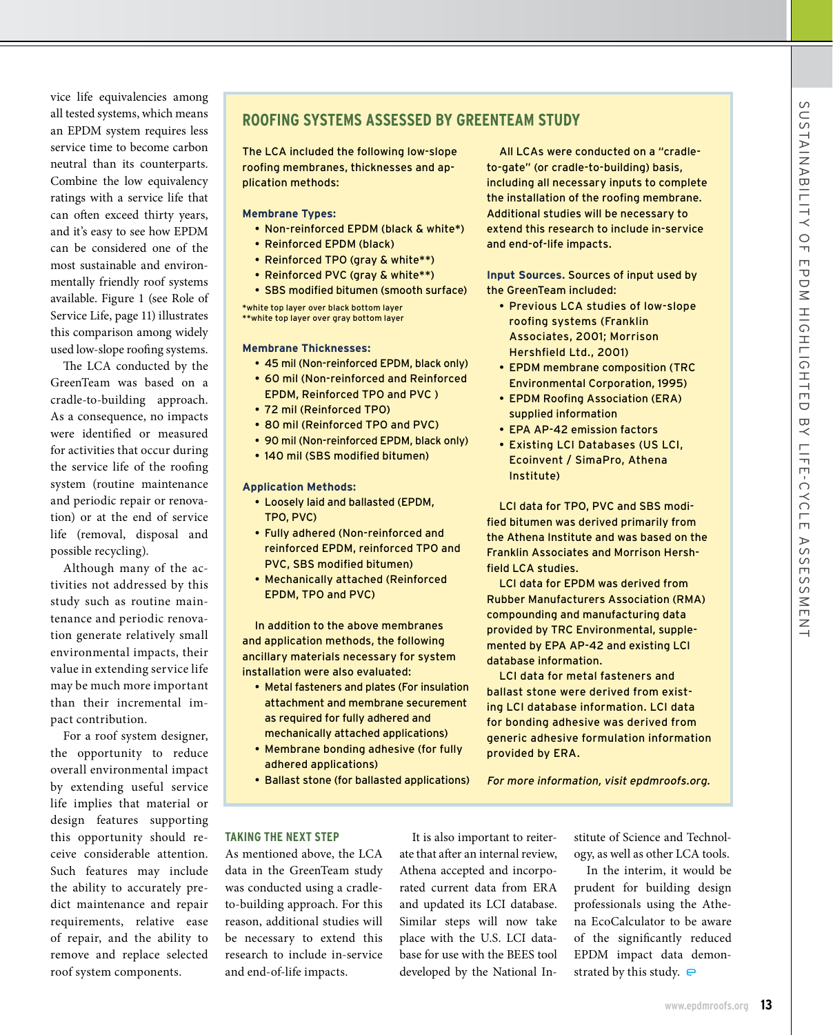vice life equivalencies among all tested systems, which means an EPDM system requires less service time to become carbon neutral than its counterparts. Combine the low equivalency ratings with a service life that can often exceed thirty years, and it's easy to see how EPDM can be considered one of the most sustainable and environmentally friendly roof systems available. Figure 1 (see Role of Service Life, page 11) illustrates this comparison among widely used low-slope roofing systems.

The LCA conducted by the GreenTeam was based on a cradle-to-building approach. As a consequence, no impacts were identified or measured for activities that occur during the service life of the roofing system (routine maintenance and periodic repair or renovation) or at the end of service life (removal, disposal and possible recycling).

Although many of the activities not addressed by this study such as routine maintenance and periodic renovation generate relatively small environmental impacts, their value in extending service life may be much more important than their incremental impact contribution.

For a roof system designer, the opportunity to reduce overall environmental impact by extending useful service life implies that material or design features supporting this opportunity should receive considerable attention. Such features may include the ability to accurately predict maintenance and repair requirements, relative ease of repair, and the ability to remove and replace selected roof system components.

## ROOFING SYSTEMS ASSESSED BY GREENTEAM STUDY

The LCA included the following low-slope roofing membranes, thicknesses and application methods:

**Membrane Types:**

- Non-reinforced EPDM (black & white*)
- Reinforced EPDM (black)
- Reinforced TPO (gray & white**)
- Reinforced PVC (gray & white**)
- SBS modified bitumen (smooth surface)

*white top layer over black bottom layer
**white top layer over gray bottom layer

**Membrane Thicknesses:**

- 45 mil (Non-reinforced EPDM, black only)
- 60 mil (Non-reinforced and Reinforced EPDM, Reinforced TPO and PVC )
- 72 mil (Reinforced TPO)
- 80 mil (Reinforced TPO and PVC)
- 90 mil (Non-reinforced EPDM, black only)
- 140 mil (SBS modified bitumen)

**Application Methods:**

- Loosely laid and ballasted (EPDM, TPO, PVC)
- Fully adhered (Non-reinforced and reinforced EPDM, reinforced TPO and PVC, SBS modified bitumen)
- Mechanically attached (Reinforced EPDM, TPO and PVC)

In addition to the above membranes and application methods, the following ancillary materials necessary for system installation were also evaluated:

- Metal fasteners and plates (For insulation attachment and membrane securement as required for fully adhered and mechanically attached applications)
- Membrane bonding adhesive (for fully adhered applications)
- Ballast stone (for ballasted applications)

All LCAs were conducted on a "cradle-to-gate" (or cradle-to-building) basis, including all necessary inputs to complete the installation of the roofing membrane. Additional studies will be necessary to extend this research to include in-service and end-of-life impacts.

**Input Sources.** Sources of input used by the GreenTeam included:

- Previous LCA studies of low-slope roofing systems (Franklin Associates, 2001; Morrison Hershfield Ltd., 2001)
- EPDM membrane composition (TRC Environmental Corporation, 1995)
- EPDM Roofing Association (ERA) supplied information
- EPA AP-42 emission factors
- Existing LCI Databases (US LCI, Ecoinvent / SimaPro, Athena Institute)

LCI data for TPO, PVC and SBS modified bitumen was derived primarily from the Athena Institute and was based on the Franklin Associates and Morrison Hershfield LCA studies.

LCI data for EPDM was derived from Rubber Manufacturers Association (RMA) compounding and manufacturing data provided by TRC Environmental, supplemented by EPA AP-42 and existing LCI database information.

LCI data for metal fasteners and ballast stone were derived from existing LCI database information. LCI data for bonding adhesive was derived from generic adhesive formulation information provided by ERA.

*For more information, visit epdmroofs.org.*

### TAKING THE NEXT STEP

As mentioned above, the LCA data in the GreenTeam study was conducted using a cradle-to-building approach. For this reason, additional studies will be necessary to extend this research to include in-service and end-of-life impacts.

It is also important to reiterate that after an internal review, Athena accepted and incorporated current data from ERA and updated its LCI database. Similar steps will now take place with the U.S. LCI database for use with the BEES tool developed by the National Institute of Science and Technology, as well as other LCA tools.

In the interim, it would be prudent for building design professionals using the Athena EcoCalculator to be aware of the significantly reduced EPDM impact data demonstrated by this study.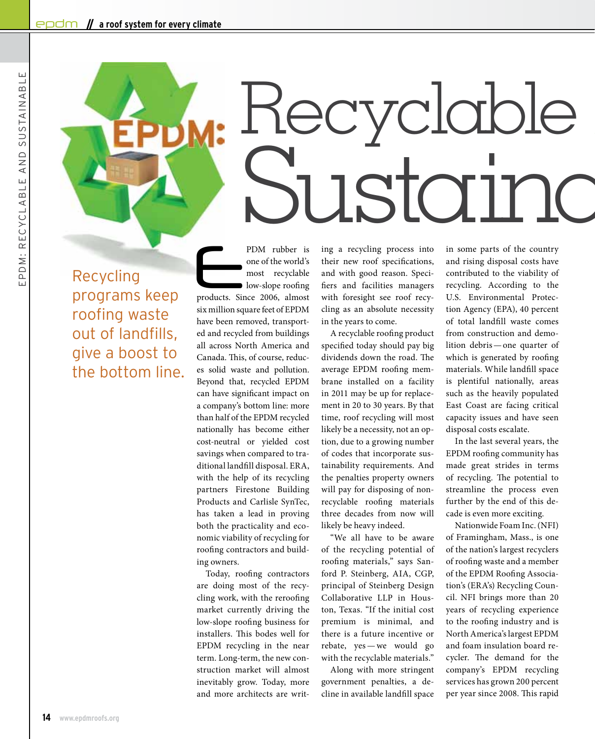# EPDM: Recyclable Sustainab

Recycling programs keep roofing waste out of landfills, give a boost to the bottom line.

EPDM rubber is one of the world's most recyclable low-slope roofing products. Since 2006, almost six million square feet of EPDM have been removed, transported and recycled from buildings all across North America and Canada. This, of course, reduces solid waste and pollution. Beyond that, recycled EPDM can have significant impact on a company's bottom line: more than half of the EPDM recycled nationally has become either cost-neutral or yielded cost savings when compared to traditional landfill disposal. ERA, with the help of its recycling partners Firestone Building Products and Carlisle SynTec, has taken a lead in proving both the practicality and economic viability of recycling for roofing contractors and building owners.

Today, roofing contractors are doing most of the recycling work, with the reroofing market currently driving the low-slope roofing business for installers. This bodes well for EPDM recycling in the near term. Long-term, the new construction market will almost inevitably grow. Today, more and more architects are writing a recycling process into their new roof specifications, and with good reason. Specifiers and facilities managers with foresight see roof recycling as an absolute necessity in the years to come.

A recyclable roofing product specified today should pay big dividends down the road. The average EPDM roofing membrane installed on a facility in 2011 may be up for replacement in 20 to 30 years. By that time, roof recycling will most likely be a necessity, not an option, due to a growing number of codes that incorporate sustainability requirements. And the penalties property owners will pay for disposing of non-recyclable roofing materials three decades from now will likely be heavy indeed.

"We all have to be aware of the recycling potential of roofing materials," says Sanford P. Steinberg, AIA, CGP, principal of Steinberg Design Collaborative LLP in Houston, Texas. "If the initial cost premium is minimal, and there is a future incentive or rebate, yes — we would go with the recyclable materials."

Along with more stringent government penalties, a decline in available landfill space in some parts of the country and rising disposal costs have contributed to the viability of recycling. According to the U.S. Environmental Protection Agency (EPA), 40 percent of total landfill waste comes from construction and demolition debris — one quarter of which is generated by roofing materials. While landfill space is plentiful nationally, areas such as the heavily populated East Coast are facing critical capacity issues and have seen disposal costs escalate.

In the last several years, the EPDM roofing community has made great strides in terms of recycling. The potential to streamline the process even further by the end of this decade is even more exciting.

Nationwide Foam Inc. (NFI) of Framingham, Mass., is one of the nation's largest recyclers of roofing waste and a member of the EPDM Roofing Association's (ERA's) Recycling Council. NFI brings more than 20 years of recycling experience to the roofing industry and is North America's largest EPDM and foam insulation board recycler. The demand for the company's EPDM recycling services has grown 200 percent per year since 2008. This rapid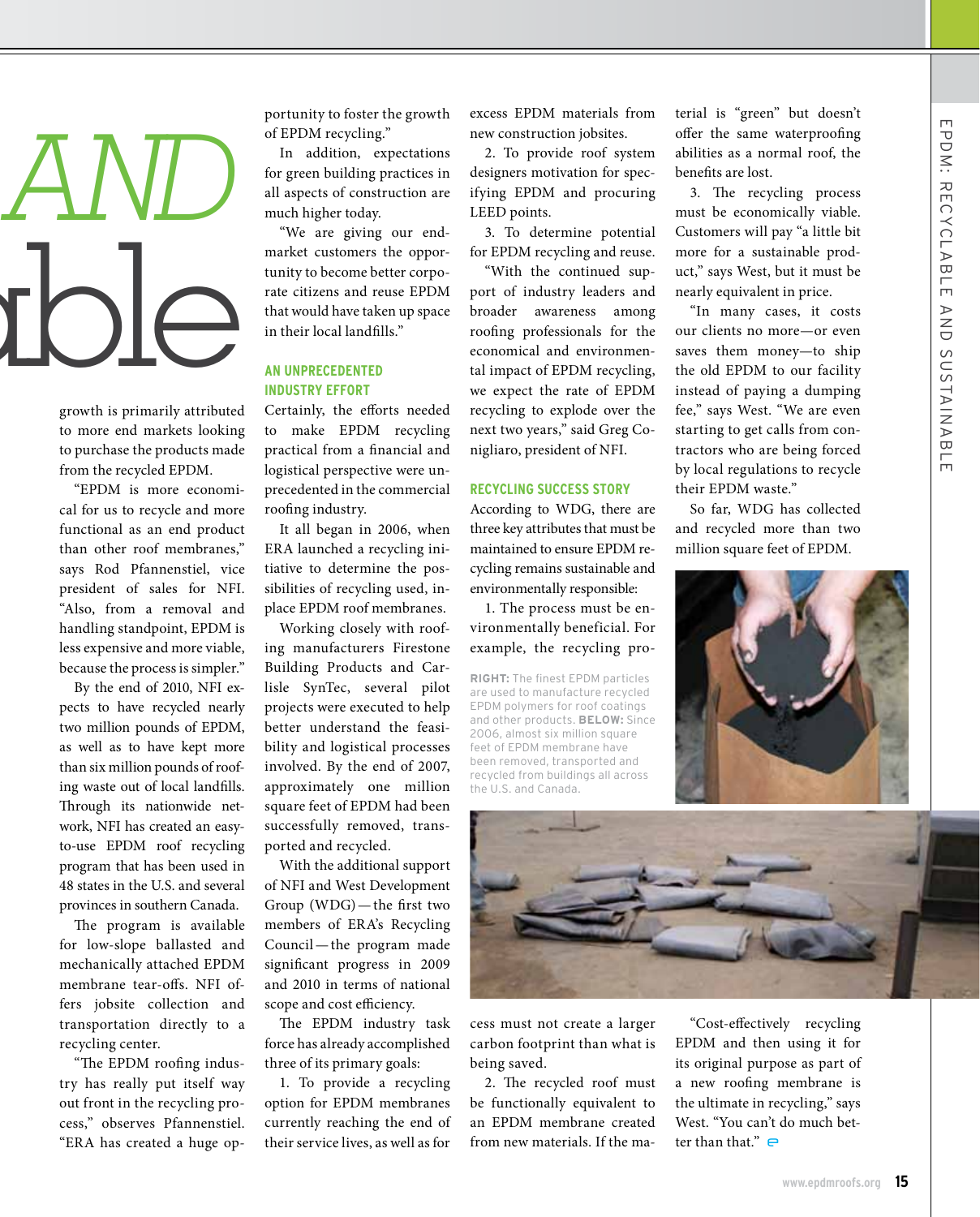growth is primarily attributed to more end markets looking to purchase the products made from the recycled EPDM.

"EPDM is more economical for us to recycle and more functional as an end product than other roof membranes," says Rod Pfannenstiel, vice president of sales for NFI. "Also, from a removal and handling standpoint, EPDM is less expensive and more viable, because the process is simpler."

By the end of 2010, NFI expects to have recycled nearly two million pounds of EPDM, as well as to have kept more than six million pounds of roofing waste out of local landfills. Through its nationwide network, NFI has created an easy-to-use EPDM roof recycling program that has been used in 48 states in the U.S. and several provinces in southern Canada.

The program is available for low-slope ballasted and mechanically attached EPDM membrane tear-offs. NFI offers jobsite collection and transportation directly to a recycling center.

"The EPDM roofing industry has really put itself way out front in the recycling process," observes Pfannenstiel. "ERA has created a huge opportunity to foster the growth of EPDM recycling."

In addition, expectations for green building practices in all aspects of construction are much higher today.

"We are giving our end-market customers the opportunity to become better corporate citizens and reuse EPDM that would have taken up space in their local landfills."

## AN UNPRECEDENTED INDUSTRY EFFORT

Certainly, the efforts needed to make EPDM recycling practical from a financial and logistical perspective were unprecedented in the commercial roofing industry.

It all began in 2006, when ERA launched a recycling initiative to determine the possibilities of recycling used, in-place EPDM roof membranes.

Working closely with roofing manufacturers Firestone Building Products and Carlisle SynTec, several pilot projects were executed to help better understand the feasibility and logistical processes involved. By the end of 2007, approximately one million square feet of EPDM had been successfully removed, transported and recycled.

With the additional support of NFI and West Development Group (WDG) — the first two members of ERA's Recycling Council — the program made significant progress in 2009 and 2010 in terms of national scope and cost efficiency.

The EPDM industry task force has already accomplished three of its primary goals:

1. To provide a recycling option for EPDM membranes currently reaching the end of their service lives, as well as for excess EPDM materials from new construction jobsites.
2. To provide roof system designers motivation for specifying EPDM and procuring LEED points.
3. To determine potential for EPDM recycling and reuse.

"With the continued support of industry leaders and broader awareness among roofing professionals for the economical and environmental impact of EPDM recycling, we expect the rate of EPDM recycling to explode over the next two years," said Greg Conigliaro, president of NFI.

## RECYCLING SUCCESS STORY

According to WDG, there are three key attributes that must be maintained to ensure EPDM recycling remains sustainable and environmentally responsible:

1. The process must be environmentally beneficial. For example, the recycling process must not create a larger carbon footprint than what is being saved.
2. The recycled roof must be functionally equivalent to an EPDM membrane created from new materials. If the material is "green" but doesn't offer the same waterproofing abilities as a normal roof, the benefits are lost.
3. The recycling process must be economically viable. Customers will pay "a little bit more for a sustainable product," says West, but it must be nearly equivalent in price.

"In many cases, it costs our clients no more—or even saves them money—to ship the old EPDM to our facility instead of paying a dumping fee," says West. "We are even starting to get calls from contractors who are being forced by local regulations to recycle their EPDM waste."

So far, WDG has collected and recycled more than two million square feet of EPDM.

**RIGHT:** The finest EPDM particles are used to manufacture recycled EPDM polymers for roof coatings and other products. **BELOW:** Since 2006, almost six million square feet of EPDM membrane have been removed, transported and recycled from buildings all across the U.S. and Canada.

"Cost-effectively recycling EPDM and then using it for its original purpose as part of a new roofing membrane is the ultimate in recycling," says West. "You can't do much better than that."